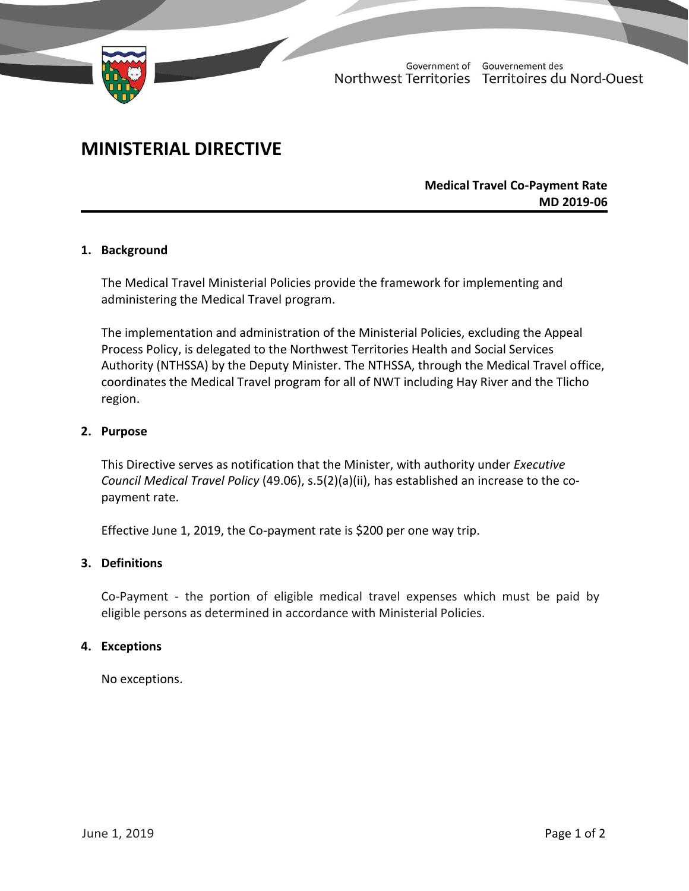Government of Northwest Territories
Gouvernement des Territoires du Nord-Ouest

# MINISTERIAL DIRECTIVE

**Medical Travel Co-Payment Rate**
**MD 2019-06**

## 1. Background

The Medical Travel Ministerial Policies provide the framework for implementing and administering the Medical Travel program.

The implementation and administration of the Ministerial Policies, excluding the Appeal Process Policy, is delegated to the Northwest Territories Health and Social Services Authority (NTHSSA) by the Deputy Minister. The NTHSSA, through the Medical Travel office, coordinates the Medical Travel program for all of NWT including Hay River and the Tlicho region.

## 2. Purpose

This Directive serves as notification that the Minister, with authority under *Executive Council Medical Travel Policy* (49.06), s.5(2)(a)(ii), has established an increase to the co-payment rate.

Effective June 1, 2019, the Co-payment rate is $200 per one way trip.

## 3. Definitions

Co-Payment - the portion of eligible medical travel expenses which must be paid by eligible persons as determined in accordance with Ministerial Policies.

## 4. Exceptions

No exceptions.

June 1, 2019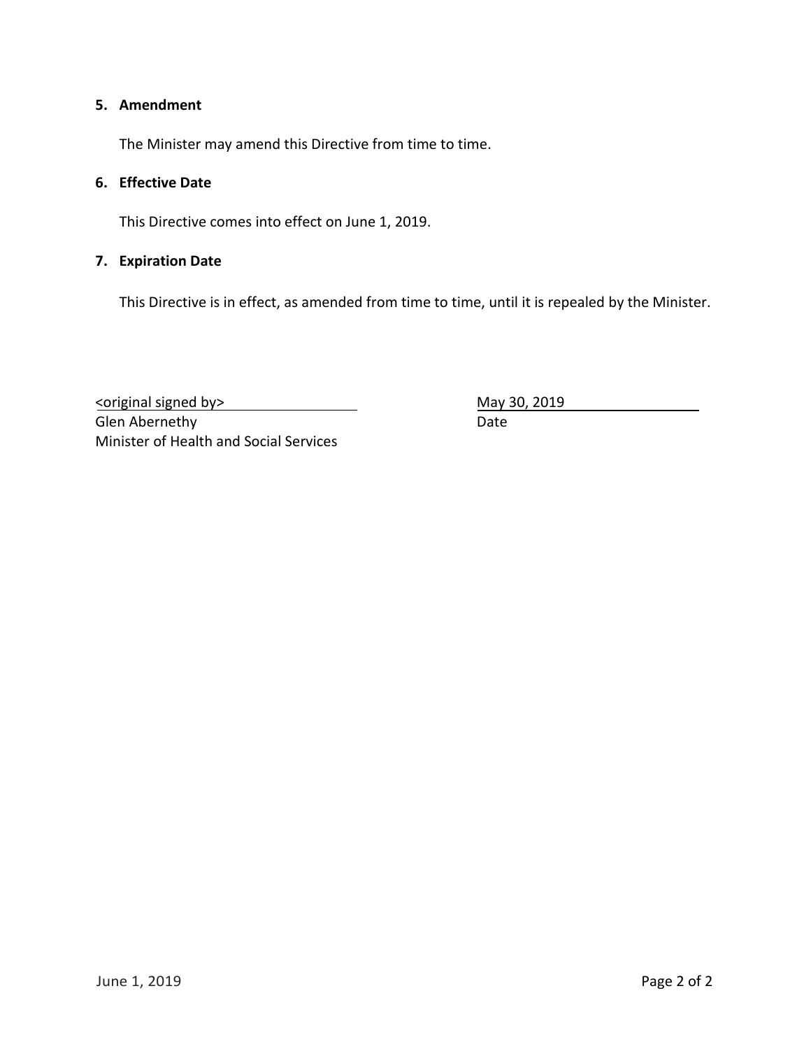**5. Amendment**

The Minister may amend this Directive from time to time.

**6. Effective Date**

This Directive comes into effect on June 1, 2019.

**7. Expiration Date**

This Directive is in effect, as amended from time to time, until it is repealed by the Minister.

<original signed by>
Glen Abernethy
Minister of Health and Social Services

May 30, 2019
Date